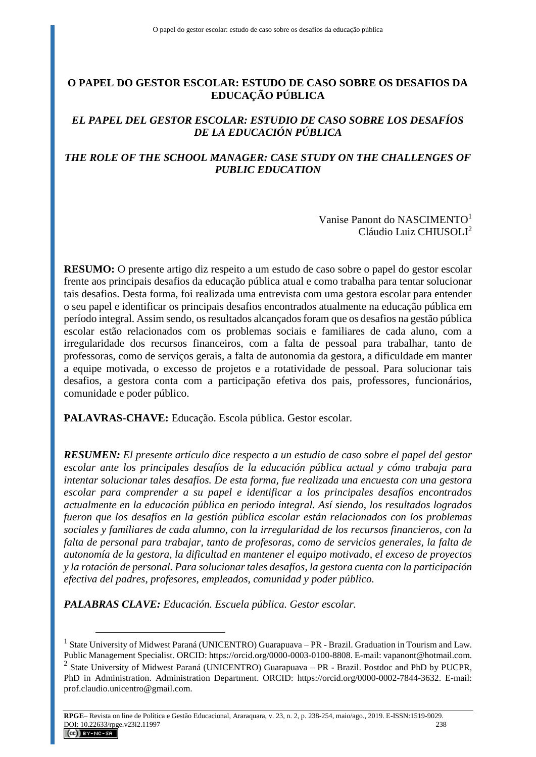# O PAPEL DO GESTOR ESCOLAR: ESTUDO DE CASO SOBRE OS DESAFIOS DA EDUCAÇÃO PÚBLICA

## *EL PAPEL DEL GESTOR ESCOLAR: ESTUDIO DE CASO SOBRE LOS DESAFÍOS DE LA EDUCACIÓN PÚBLICA*

## *THE ROLE OF THE SCHOOL MANAGER: CASE STUDY ON THE CHALLENGES OF PUBLIC EDUCATION*

Vanise Panont do NASCIMENTO[1]
Cláudio Luiz CHIUSOLI[2]

**RESUMO:** O presente artigo diz respeito a um estudo de caso sobre o papel do gestor escolar frente aos principais desafios da educação pública atual e como trabalha para tentar solucionar tais desafios. Desta forma, foi realizada uma entrevista com uma gestora escolar para entender o seu papel e identificar os principais desafios encontrados atualmente na educação pública em período integral. Assim sendo, os resultados alcançados foram que os desafios na gestão pública escolar estão relacionados com os problemas sociais e familiares de cada aluno, com a irregularidade dos recursos financeiros, com a falta de pessoal para trabalhar, tanto de professoras, como de serviços gerais, a falta de autonomia da gestora, a dificuldade em manter a equipe motivada, o excesso de projetos e a rotatividade de pessoal. Para solucionar tais desafios, a gestora conta com a participação efetiva dos pais, professores, funcionários, comunidade e poder público.

**PALAVRAS-CHAVE:** Educação. Escola pública. Gestor escolar.

***RESUMEN:*** *El presente artículo dice respecto a un estudio de caso sobre el papel del gestor escolar ante los principales desafíos de la educación pública actual y cómo trabaja para intentar solucionar tales desafíos. De esta forma, fue realizada una encuesta con una gestora escolar para comprender a su papel e identificar a los principales desafíos encontrados actualmente en la educación pública en periodo integral. Así siendo, los resultados logrados fueron que los desafíos en la gestión pública escolar están relacionados con los problemas sociales y familiares de cada alumno, con la irregularidad de los recursos financieros, con la falta de personal para trabajar, tanto de profesoras, como de servicios generales, la falta de autonomía de la gestora, la dificultad en mantener el equipo motivado, el exceso de proyectos y la rotación de personal. Para solucionar tales desafíos, la gestora cuenta con la participación efectiva del padres, profesores, empleados, comunidad y poder público.*

***PALABRAS CLAVE:*** *Educación. Escuela pública. Gestor escolar.*

---

[1] State University of Midwest Paraná (UNICENTRO) Guarapuava – PR - Brazil. Graduation in Tourism and Law. Public Management Specialist. ORCID: https://orcid.org/0000-0003-0100-8808. E-mail: vapanont@hotmail.com.

[2] State University of Midwest Paraná (UNICENTRO) Guarapuava – PR - Brazil. Postdoc and PhD by PUCPR, PhD in Administration. Administration Department. ORCID: https://orcid.org/0000-0002-7844-3632. E-mail: prof.claudio.unicentro@gmail.com.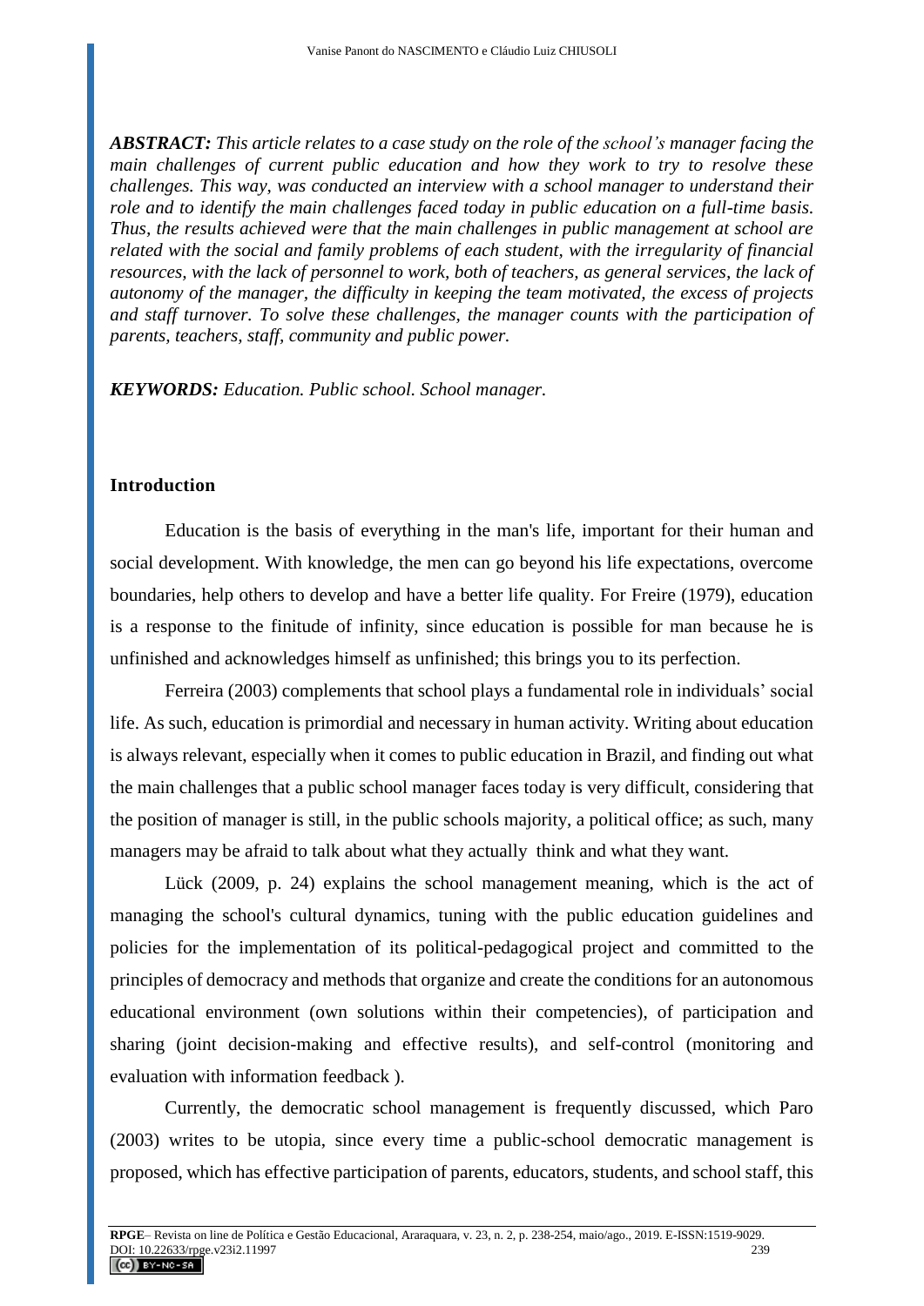***ABSTRACT:*** *This article relates to a case study on the role of the school's manager facing the main challenges of current public education and how they work to try to resolve these challenges. This way, was conducted an interview with a school manager to understand their role and to identify the main challenges faced today in public education on a full-time basis. Thus, the results achieved were that the main challenges in public management at school are related with the social and family problems of each student, with the irregularity of financial resources, with the lack of personnel to work, both of teachers, as general services, the lack of autonomy of the manager, the difficulty in keeping the team motivated, the excess of projects and staff turnover. To solve these challenges, the manager counts with the participation of parents, teachers, staff, community and public power.*

***KEYWORDS:*** *Education. Public school. School manager.*

## Introduction

Education is the basis of everything in the man's life, important for their human and social development. With knowledge, the men can go beyond his life expectations, overcome boundaries, help others to develop and have a better life quality. For Freire (1979), education is a response to the finitude of infinity, since education is possible for man because he is unfinished and acknowledges himself as unfinished; this brings you to its perfection.

Ferreira (2003) complements that school plays a fundamental role in individuals' social life. As such, education is primordial and necessary in human activity. Writing about education is always relevant, especially when it comes to public education in Brazil, and finding out what the main challenges that a public school manager faces today is very difficult, considering that the position of manager is still, in the public schools majority, a political office; as such, many managers may be afraid to talk about what they actually think and what they want.

Lück (2009, p. 24) explains the school management meaning, which is the act of managing the school's cultural dynamics, tuning with the public education guidelines and policies for the implementation of its political-pedagogical project and committed to the principles of democracy and methods that organize and create the conditions for an autonomous educational environment (own solutions within their competencies), of participation and sharing (joint decision-making and effective results), and self-control (monitoring and evaluation with information feedback ).

Currently, the democratic school management is frequently discussed, which Paro (2003) writes to be utopia, since every time a public-school democratic management is proposed, which has effective participation of parents, educators, students, and school staff, this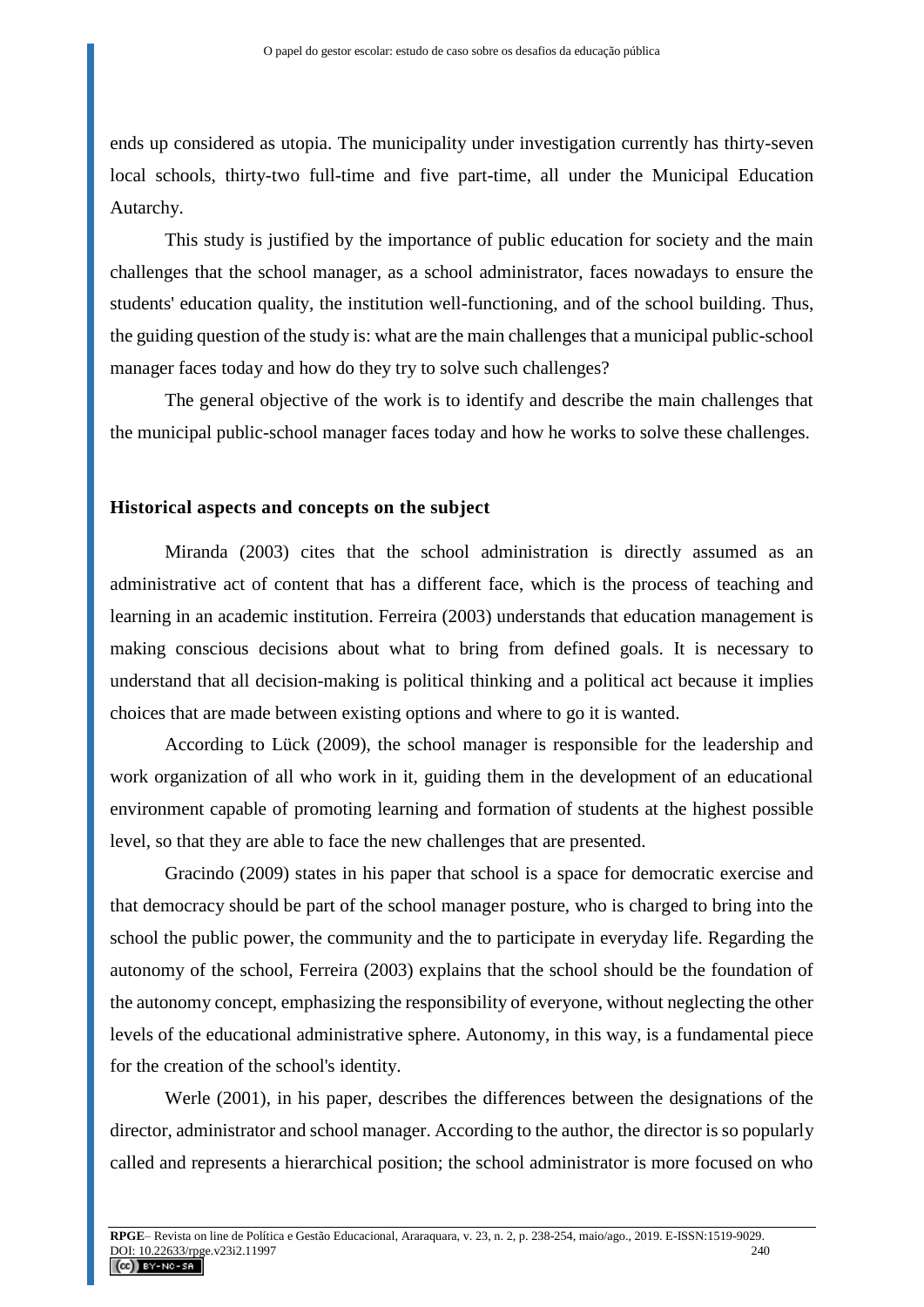ends up considered as utopia. The municipality under investigation currently has thirty-seven local schools, thirty-two full-time and five part-time, all under the Municipal Education Autarchy.

This study is justified by the importance of public education for society and the main challenges that the school manager, as a school administrator, faces nowadays to ensure the students' education quality, the institution well-functioning, and of the school building. Thus, the guiding question of the study is: what are the main challenges that a municipal public-school manager faces today and how do they try to solve such challenges?

The general objective of the work is to identify and describe the main challenges that the municipal public-school manager faces today and how he works to solve these challenges.

## Historical aspects and concepts on the subject

Miranda (2003) cites that the school administration is directly assumed as an administrative act of content that has a different face, which is the process of teaching and learning in an academic institution. Ferreira (2003) understands that education management is making conscious decisions about what to bring from defined goals. It is necessary to understand that all decision-making is political thinking and a political act because it implies choices that are made between existing options and where to go it is wanted.

According to Lück (2009), the school manager is responsible for the leadership and work organization of all who work in it, guiding them in the development of an educational environment capable of promoting learning and formation of students at the highest possible level, so that they are able to face the new challenges that are presented.

Gracindo (2009) states in his paper that school is a space for democratic exercise and that democracy should be part of the school manager posture, who is charged to bring into the school the public power, the community and the to participate in everyday life. Regarding the autonomy of the school, Ferreira (2003) explains that the school should be the foundation of the autonomy concept, emphasizing the responsibility of everyone, without neglecting the other levels of the educational administrative sphere. Autonomy, in this way, is a fundamental piece for the creation of the school's identity.

Werle (2001), in his paper, describes the differences between the designations of the director, administrator and school manager. According to the author, the director is so popularly called and represents a hierarchical position; the school administrator is more focused on who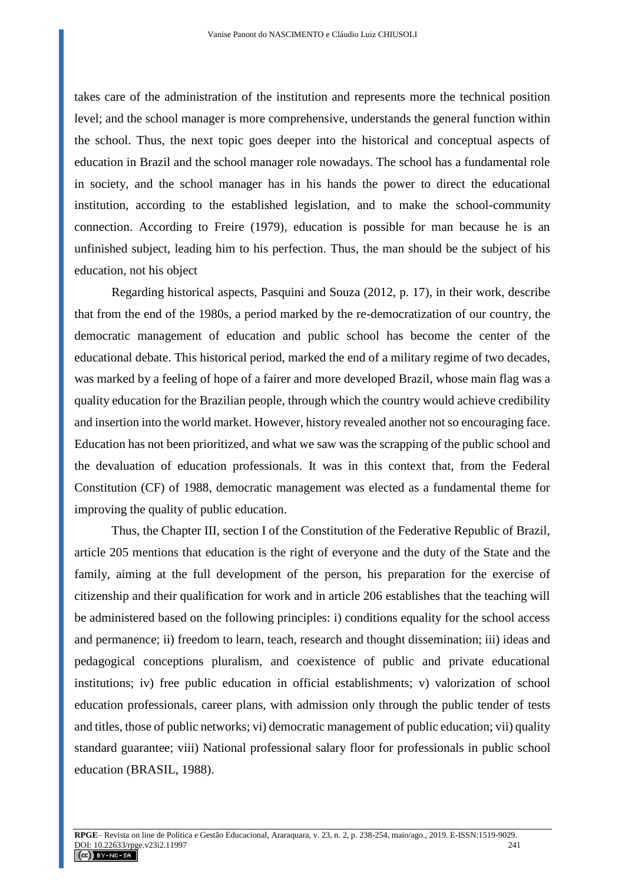takes care of the administration of the institution and represents more the technical position level; and the school manager is more comprehensive, understands the general function within the school. Thus, the next topic goes deeper into the historical and conceptual aspects of education in Brazil and the school manager role nowadays. The school has a fundamental role in society, and the school manager has in his hands the power to direct the educational institution, according to the established legislation, and to make the school-community connection. According to Freire (1979), education is possible for man because he is an unfinished subject, leading him to his perfection. Thus, the man should be the subject of his education, not his object

Regarding historical aspects, Pasquini and Souza (2012, p. 17), in their work, describe that from the end of the 1980s, a period marked by the re-democratization of our country, the democratic management of education and public school has become the center of the educational debate. This historical period, marked the end of a military regime of two decades, was marked by a feeling of hope of a fairer and more developed Brazil, whose main flag was a quality education for the Brazilian people, through which the country would achieve credibility and insertion into the world market. However, history revealed another not so encouraging face. Education has not been prioritized, and what we saw was the scrapping of the public school and the devaluation of education professionals. It was in this context that, from the Federal Constitution (CF) of 1988, democratic management was elected as a fundamental theme for improving the quality of public education.

Thus, the Chapter III, section I of the Constitution of the Federative Republic of Brazil, article 205 mentions that education is the right of everyone and the duty of the State and the family, aiming at the full development of the person, his preparation for the exercise of citizenship and their qualification for work and in article 206 establishes that the teaching will be administered based on the following principles: i) conditions equality for the school access and permanence; ii) freedom to learn, teach, research and thought dissemination; iii) ideas and pedagogical conceptions pluralism, and coexistence of public and private educational institutions; iv) free public education in official establishments; v) valorization of school education professionals, career plans, with admission only through the public tender of tests and titles, those of public networks; vi) democratic management of public education; vii) quality standard guarantee; viii) National professional salary floor for professionals in public school education (BRASIL, 1988).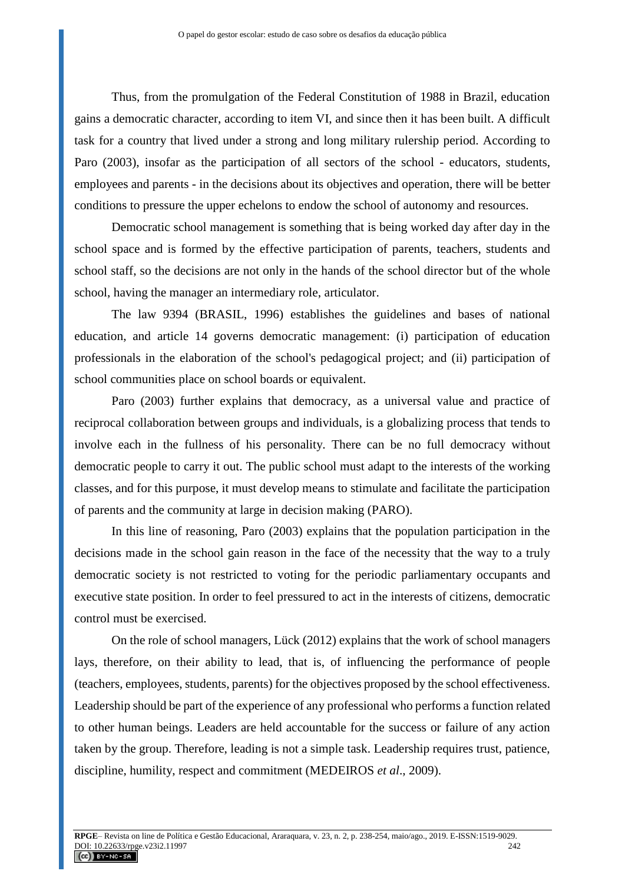Thus, from the promulgation of the Federal Constitution of 1988 in Brazil, education gains a democratic character, according to item VI, and since then it has been built. A difficult task for a country that lived under a strong and long military rulership period. According to Paro (2003), insofar as the participation of all sectors of the school - educators, students, employees and parents - in the decisions about its objectives and operation, there will be better conditions to pressure the upper echelons to endow the school of autonomy and resources.

Democratic school management is something that is being worked day after day in the school space and is formed by the effective participation of parents, teachers, students and school staff, so the decisions are not only in the hands of the school director but of the whole school, having the manager an intermediary role, articulator.

The law 9394 (BRASIL, 1996) establishes the guidelines and bases of national education, and article 14 governs democratic management: (i) participation of education professionals in the elaboration of the school's pedagogical project; and (ii) participation of school communities place on school boards or equivalent.

Paro (2003) further explains that democracy, as a universal value and practice of reciprocal collaboration between groups and individuals, is a globalizing process that tends to involve each in the fullness of his personality. There can be no full democracy without democratic people to carry it out. The public school must adapt to the interests of the working classes, and for this purpose, it must develop means to stimulate and facilitate the participation of parents and the community at large in decision making (PARO).

In this line of reasoning, Paro (2003) explains that the population participation in the decisions made in the school gain reason in the face of the necessity that the way to a truly democratic society is not restricted to voting for the periodic parliamentary occupants and executive state position. In order to feel pressured to act in the interests of citizens, democratic control must be exercised.

On the role of school managers, Lück (2012) explains that the work of school managers lays, therefore, on their ability to lead, that is, of influencing the performance of people (teachers, employees, students, parents) for the objectives proposed by the school effectiveness. Leadership should be part of the experience of any professional who performs a function related to other human beings. Leaders are held accountable for the success or failure of any action taken by the group. Therefore, leading is not a simple task. Leadership requires trust, patience, discipline, humility, respect and commitment (MEDEIROS *et al*., 2009).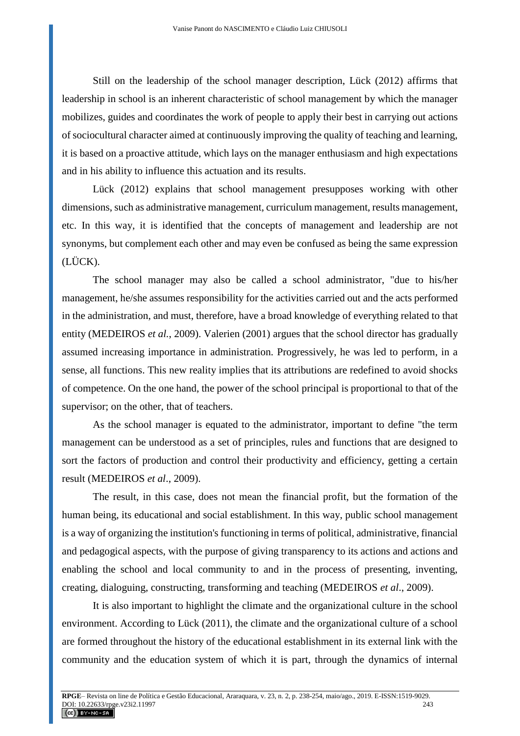Still on the leadership of the school manager description, Lück (2012) affirms that leadership in school is an inherent characteristic of school management by which the manager mobilizes, guides and coordinates the work of people to apply their best in carrying out actions of sociocultural character aimed at continuously improving the quality of teaching and learning, it is based on a proactive attitude, which lays on the manager enthusiasm and high expectations and in his ability to influence this actuation and its results.

Lück (2012) explains that school management presupposes working with other dimensions, such as administrative management, curriculum management, results management, etc. In this way, it is identified that the concepts of management and leadership are not synonyms, but complement each other and may even be confused as being the same expression (LÜCK).

The school manager may also be called a school administrator, "due to his/her management, he/she assumes responsibility for the activities carried out and the acts performed in the administration, and must, therefore, have a broad knowledge of everything related to that entity (MEDEIROS *et al.*, 2009). Valerien (2001) argues that the school director has gradually assumed increasing importance in administration. Progressively, he was led to perform, in a sense, all functions. This new reality implies that its attributions are redefined to avoid shocks of competence. On the one hand, the power of the school principal is proportional to that of the supervisor; on the other, that of teachers.

As the school manager is equated to the administrator, important to define "the term management can be understood as a set of principles, rules and functions that are designed to sort the factors of production and control their productivity and efficiency, getting a certain result (MEDEIROS *et al*., 2009).

The result, in this case, does not mean the financial profit, but the formation of the human being, its educational and social establishment. In this way, public school management is a way of organizing the institution's functioning in terms of political, administrative, financial and pedagogical aspects, with the purpose of giving transparency to its actions and actions and enabling the school and local community to and in the process of presenting, inventing, creating, dialoguing, constructing, transforming and teaching (MEDEIROS *et al.*, 2009).

It is also important to highlight the climate and the organizational culture in the school environment. According to Lück (2011), the climate and the organizational culture of a school are formed throughout the history of the educational establishment in its external link with the community and the education system of which it is part, through the dynamics of internal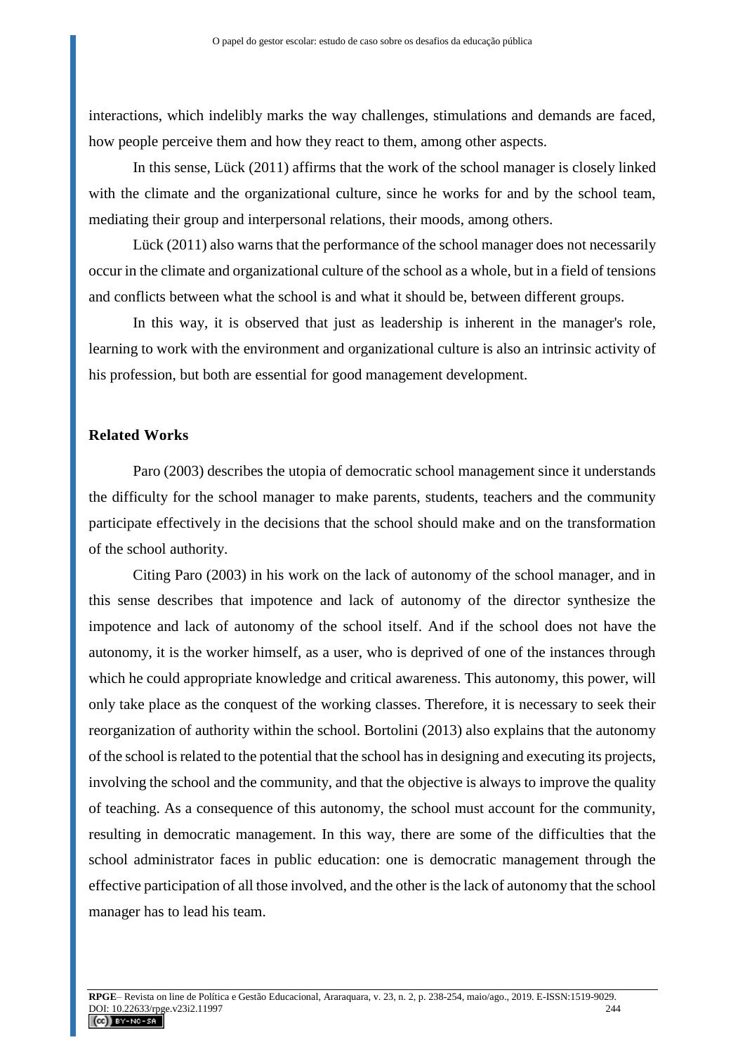interactions, which indelibly marks the way challenges, stimulations and demands are faced, how people perceive them and how they react to them, among other aspects.

In this sense, Lück (2011) affirms that the work of the school manager is closely linked with the climate and the organizational culture, since he works for and by the school team, mediating their group and interpersonal relations, their moods, among others.

Lück (2011) also warns that the performance of the school manager does not necessarily occur in the climate and organizational culture of the school as a whole, but in a field of tensions and conflicts between what the school is and what it should be, between different groups.

In this way, it is observed that just as leadership is inherent in the manager's role, learning to work with the environment and organizational culture is also an intrinsic activity of his profession, but both are essential for good management development.

## Related Works

Paro (2003) describes the utopia of democratic school management since it understands the difficulty for the school manager to make parents, students, teachers and the community participate effectively in the decisions that the school should make and on the transformation of the school authority.

Citing Paro (2003) in his work on the lack of autonomy of the school manager, and in this sense describes that impotence and lack of autonomy of the director synthesize the impotence and lack of autonomy of the school itself. And if the school does not have the autonomy, it is the worker himself, as a user, who is deprived of one of the instances through which he could appropriate knowledge and critical awareness. This autonomy, this power, will only take place as the conquest of the working classes. Therefore, it is necessary to seek their reorganization of authority within the school. Bortolini (2013) also explains that the autonomy of the school is related to the potential that the school has in designing and executing its projects, involving the school and the community, and that the objective is always to improve the quality of teaching. As a consequence of this autonomy, the school must account for the community, resulting in democratic management. In this way, there are some of the difficulties that the school administrator faces in public education: one is democratic management through the effective participation of all those involved, and the other is the lack of autonomy that the school manager has to lead his team.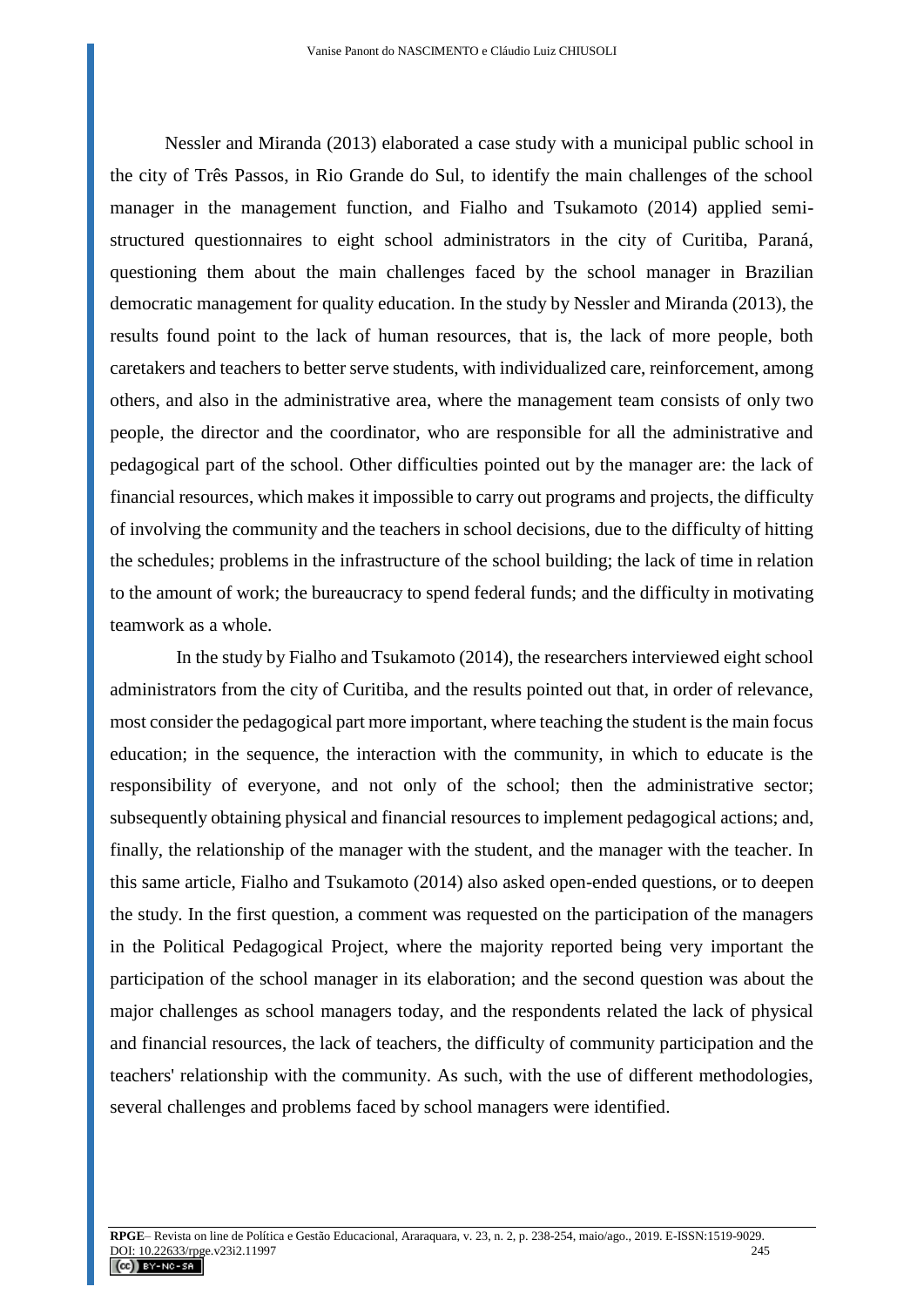Nessler and Miranda (2013) elaborated a case study with a municipal public school in the city of Três Passos, in Rio Grande do Sul, to identify the main challenges of the school manager in the management function, and Fialho and Tsukamoto (2014) applied semi-structured questionnaires to eight school administrators in the city of Curitiba, Paraná, questioning them about the main challenges faced by the school manager in Brazilian democratic management for quality education. In the study by Nessler and Miranda (2013), the results found point to the lack of human resources, that is, the lack of more people, both caretakers and teachers to better serve students, with individualized care, reinforcement, among others, and also in the administrative area, where the management team consists of only two people, the director and the coordinator, who are responsible for all the administrative and pedagogical part of the school. Other difficulties pointed out by the manager are: the lack of financial resources, which makes it impossible to carry out programs and projects, the difficulty of involving the community and the teachers in school decisions, due to the difficulty of hitting the schedules; problems in the infrastructure of the school building; the lack of time in relation to the amount of work; the bureaucracy to spend federal funds; and the difficulty in motivating teamwork as a whole.

In the study by Fialho and Tsukamoto (2014), the researchers interviewed eight school administrators from the city of Curitiba, and the results pointed out that, in order of relevance, most consider the pedagogical part more important, where teaching the student is the main focus education; in the sequence, the interaction with the community, in which to educate is the responsibility of everyone, and not only of the school; then the administrative sector; subsequently obtaining physical and financial resources to implement pedagogical actions; and, finally, the relationship of the manager with the student, and the manager with the teacher. In this same article, Fialho and Tsukamoto (2014) also asked open-ended questions, or to deepen the study. In the first question, a comment was requested on the participation of the managers in the Political Pedagogical Project, where the majority reported being very important the participation of the school manager in its elaboration; and the second question was about the major challenges as school managers today, and the respondents related the lack of physical and financial resources, the lack of teachers, the difficulty of community participation and the teachers' relationship with the community. As such, with the use of different methodologies, several challenges and problems faced by school managers were identified.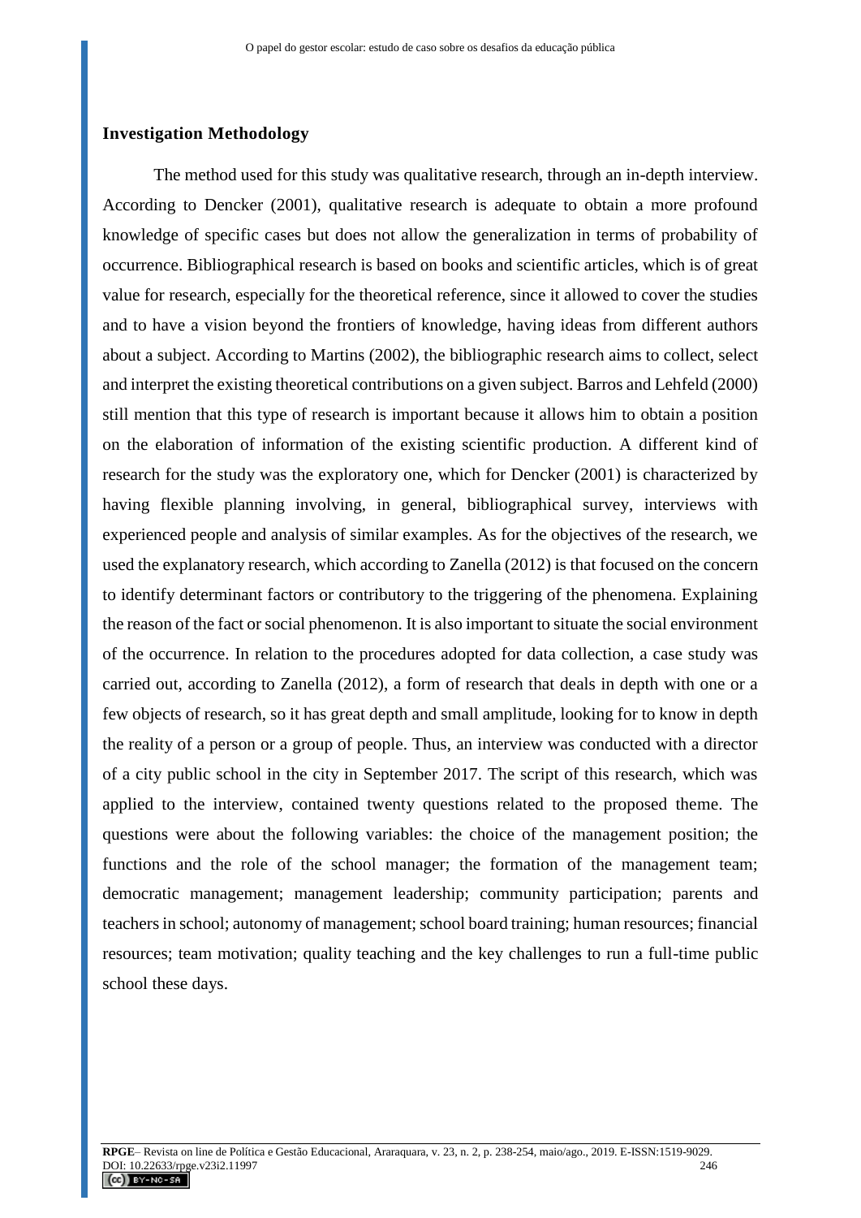## Investigation Methodology

The method used for this study was qualitative research, through an in-depth interview. According to Dencker (2001), qualitative research is adequate to obtain a more profound knowledge of specific cases but does not allow the generalization in terms of probability of occurrence. Bibliographical research is based on books and scientific articles, which is of great value for research, especially for the theoretical reference, since it allowed to cover the studies and to have a vision beyond the frontiers of knowledge, having ideas from different authors about a subject. According to Martins (2002), the bibliographic research aims to collect, select and interpret the existing theoretical contributions on a given subject. Barros and Lehfeld (2000) still mention that this type of research is important because it allows him to obtain a position on the elaboration of information of the existing scientific production. A different kind of research for the study was the exploratory one, which for Dencker (2001) is characterized by having flexible planning involving, in general, bibliographical survey, interviews with experienced people and analysis of similar examples. As for the objectives of the research, we used the explanatory research, which according to Zanella (2012) is that focused on the concern to identify determinant factors or contributory to the triggering of the phenomena. Explaining the reason of the fact or social phenomenon. It is also important to situate the social environment of the occurrence. In relation to the procedures adopted for data collection, a case study was carried out, according to Zanella (2012), a form of research that deals in depth with one or a few objects of research, so it has great depth and small amplitude, looking for to know in depth the reality of a person or a group of people. Thus, an interview was conducted with a director of a city public school in the city in September 2017. The script of this research, which was applied to the interview, contained twenty questions related to the proposed theme. The questions were about the following variables: the choice of the management position; the functions and the role of the school manager; the formation of the management team; democratic management; management leadership; community participation; parents and teachers in school; autonomy of management; school board training; human resources; financial resources; team motivation; quality teaching and the key challenges to run a full-time public school these days.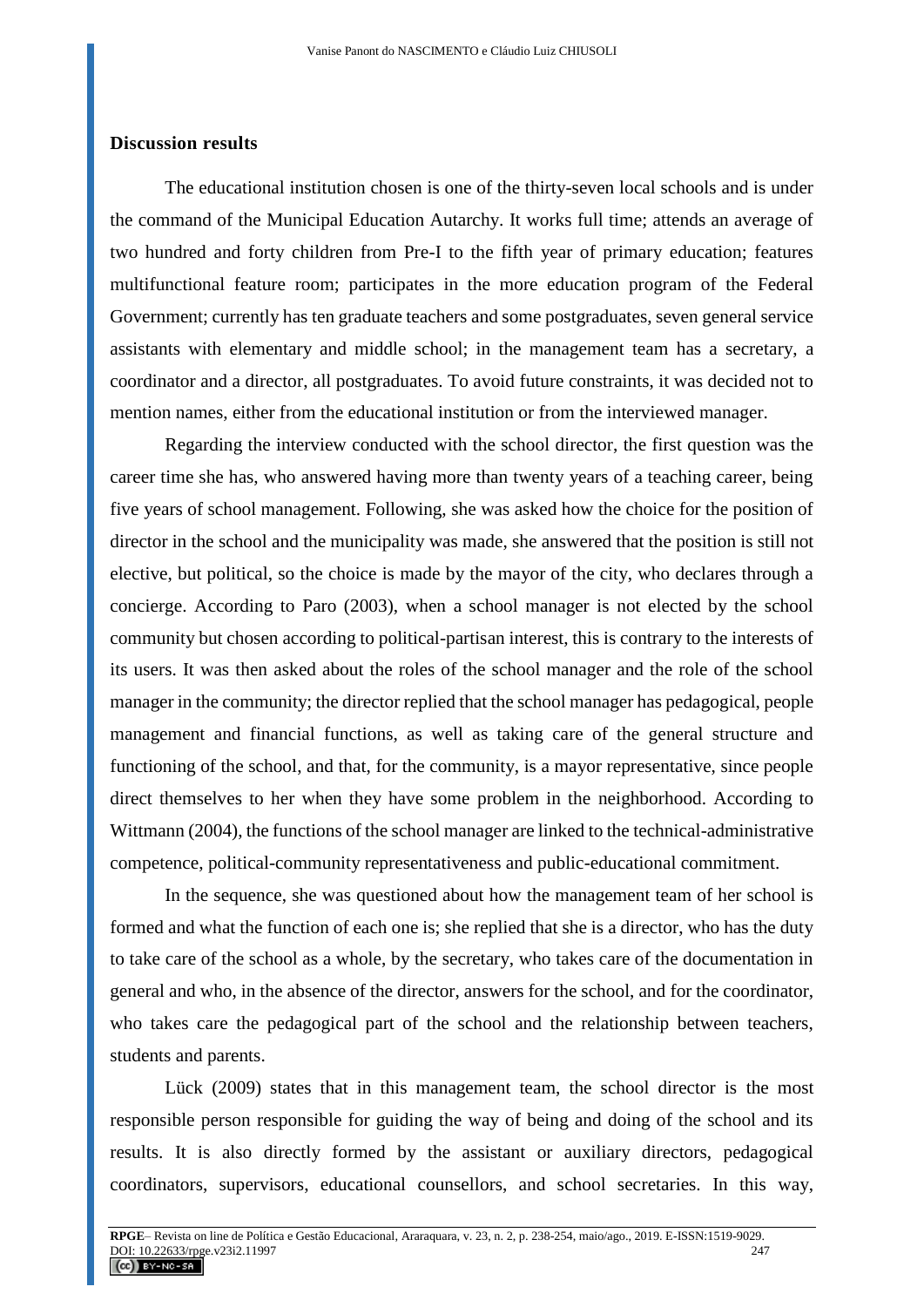## Discussion results

The educational institution chosen is one of the thirty-seven local schools and is under the command of the Municipal Education Autarchy. It works full time; attends an average of two hundred and forty children from Pre-I to the fifth year of primary education; features multifunctional feature room; participates in the more education program of the Federal Government; currently has ten graduate teachers and some postgraduates, seven general service assistants with elementary and middle school; in the management team has a secretary, a coordinator and a director, all postgraduates. To avoid future constraints, it was decided not to mention names, either from the educational institution or from the interviewed manager.

Regarding the interview conducted with the school director, the first question was the career time she has, who answered having more than twenty years of a teaching career, being five years of school management. Following, she was asked how the choice for the position of director in the school and the municipality was made, she answered that the position is still not elective, but political, so the choice is made by the mayor of the city, who declares through a concierge. According to Paro (2003), when a school manager is not elected by the school community but chosen according to political-partisan interest, this is contrary to the interests of its users. It was then asked about the roles of the school manager and the role of the school manager in the community; the director replied that the school manager has pedagogical, people management and financial functions, as well as taking care of the general structure and functioning of the school, and that, for the community, is a mayor representative, since people direct themselves to her when they have some problem in the neighborhood. According to Wittmann (2004), the functions of the school manager are linked to the technical-administrative competence, political-community representativeness and public-educational commitment.

In the sequence, she was questioned about how the management team of her school is formed and what the function of each one is; she replied that she is a director, who has the duty to take care of the school as a whole, by the secretary, who takes care of the documentation in general and who, in the absence of the director, answers for the school, and for the coordinator, who takes care the pedagogical part of the school and the relationship between teachers, students and parents.

Lück (2009) states that in this management team, the school director is the most responsible person responsible for guiding the way of being and doing of the school and its results. It is also directly formed by the assistant or auxiliary directors, pedagogical coordinators, supervisors, educational counsellors, and school secretaries. In this way,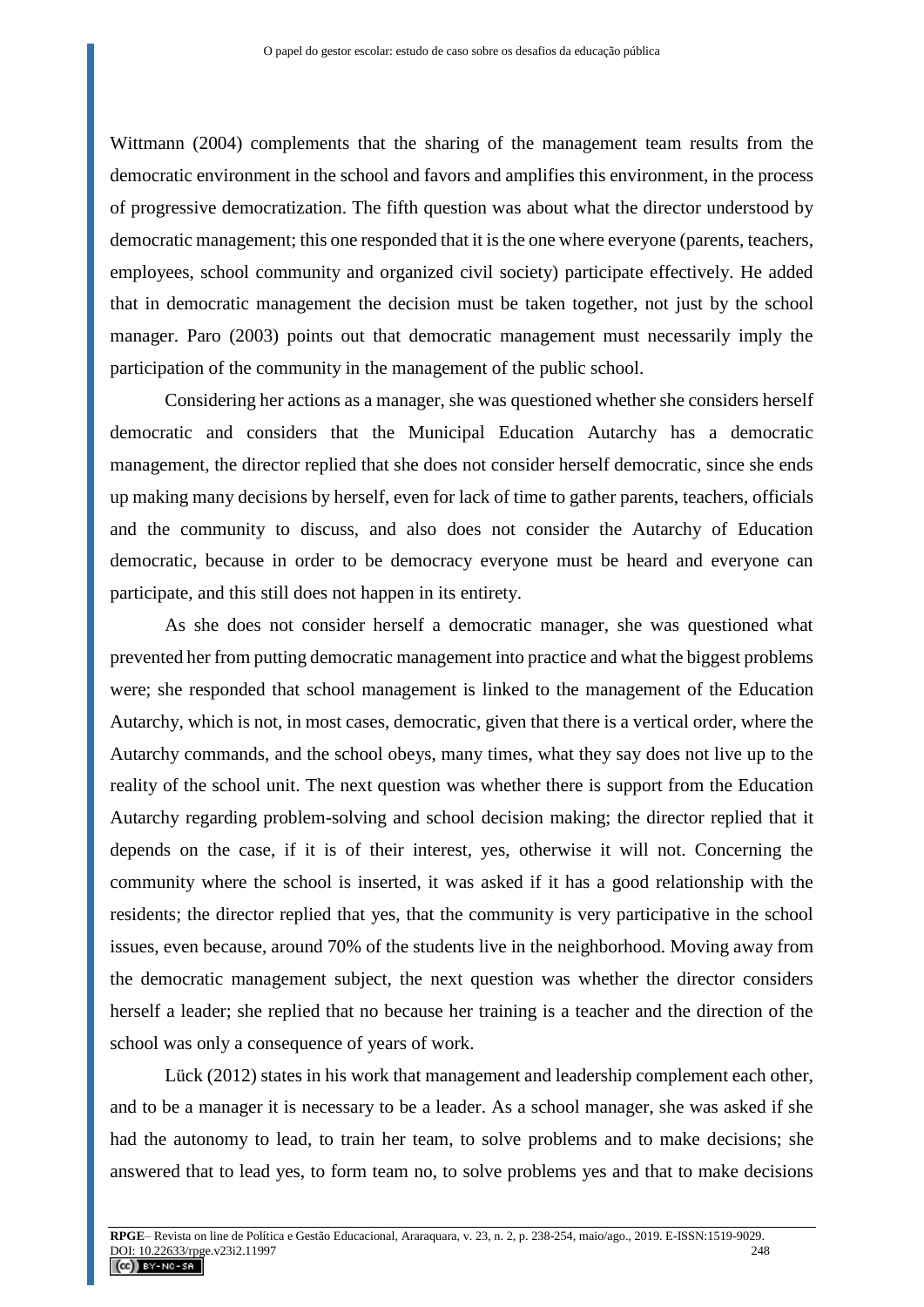Wittmann (2004) complements that the sharing of the management team results from the democratic environment in the school and favors and amplifies this environment, in the process of progressive democratization. The fifth question was about what the director understood by democratic management; this one responded that it is the one where everyone (parents, teachers, employees, school community and organized civil society) participate effectively. He added that in democratic management the decision must be taken together, not just by the school manager. Paro (2003) points out that democratic management must necessarily imply the participation of the community in the management of the public school.

Considering her actions as a manager, she was questioned whether she considers herself democratic and considers that the Municipal Education Autarchy has a democratic management, the director replied that she does not consider herself democratic, since she ends up making many decisions by herself, even for lack of time to gather parents, teachers, officials and the community to discuss, and also does not consider the Autarchy of Education democratic, because in order to be democracy everyone must be heard and everyone can participate, and this still does not happen in its entirety.

As she does not consider herself a democratic manager, she was questioned what prevented her from putting democratic management into practice and what the biggest problems were; she responded that school management is linked to the management of the Education Autarchy, which is not, in most cases, democratic, given that there is a vertical order, where the Autarchy commands, and the school obeys, many times, what they say does not live up to the reality of the school unit. The next question was whether there is support from the Education Autarchy regarding problem-solving and school decision making; the director replied that it depends on the case, if it is of their interest, yes, otherwise it will not. Concerning the community where the school is inserted, it was asked if it has a good relationship with the residents; the director replied that yes, that the community is very participative in the school issues, even because, around 70% of the students live in the neighborhood. Moving away from the democratic management subject, the next question was whether the director considers herself a leader; she replied that no because her training is a teacher and the direction of the school was only a consequence of years of work.

Lück (2012) states in his work that management and leadership complement each other, and to be a manager it is necessary to be a leader. As a school manager, she was asked if she had the autonomy to lead, to train her team, to solve problems and to make decisions; she answered that to lead yes, to form team no, to solve problems yes and that to make decisions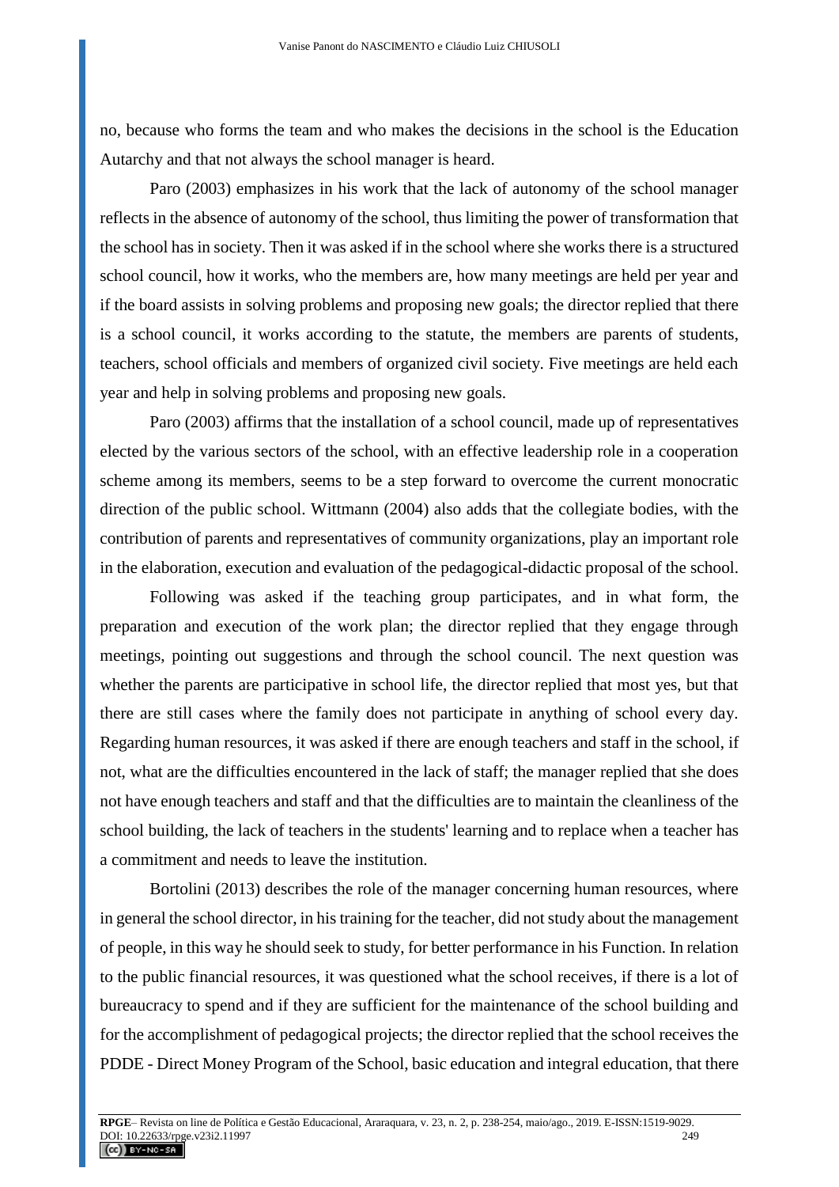no, because who forms the team and who makes the decisions in the school is the Education Autarchy and that not always the school manager is heard.

Paro (2003) emphasizes in his work that the lack of autonomy of the school manager reflects in the absence of autonomy of the school, thus limiting the power of transformation that the school has in society. Then it was asked if in the school where she works there is a structured school council, how it works, who the members are, how many meetings are held per year and if the board assists in solving problems and proposing new goals; the director replied that there is a school council, it works according to the statute, the members are parents of students, teachers, school officials and members of organized civil society. Five meetings are held each year and help in solving problems and proposing new goals.

Paro (2003) affirms that the installation of a school council, made up of representatives elected by the various sectors of the school, with an effective leadership role in a cooperation scheme among its members, seems to be a step forward to overcome the current monocratic direction of the public school. Wittmann (2004) also adds that the collegiate bodies, with the contribution of parents and representatives of community organizations, play an important role in the elaboration, execution and evaluation of the pedagogical-didactic proposal of the school.

Following was asked if the teaching group participates, and in what form, the preparation and execution of the work plan; the director replied that they engage through meetings, pointing out suggestions and through the school council. The next question was whether the parents are participative in school life, the director replied that most yes, but that there are still cases where the family does not participate in anything of school every day. Regarding human resources, it was asked if there are enough teachers and staff in the school, if not, what are the difficulties encountered in the lack of staff; the manager replied that she does not have enough teachers and staff and that the difficulties are to maintain the cleanliness of the school building, the lack of teachers in the students' learning and to replace when a teacher has a commitment and needs to leave the institution.

Bortolini (2013) describes the role of the manager concerning human resources, where in general the school director, in his training for the teacher, did not study about the management of people, in this way he should seek to study, for better performance in his Function. In relation to the public financial resources, it was questioned what the school receives, if there is a lot of bureaucracy to spend and if they are sufficient for the maintenance of the school building and for the accomplishment of pedagogical projects; the director replied that the school receives the PDDE - Direct Money Program of the School, basic education and integral education, that there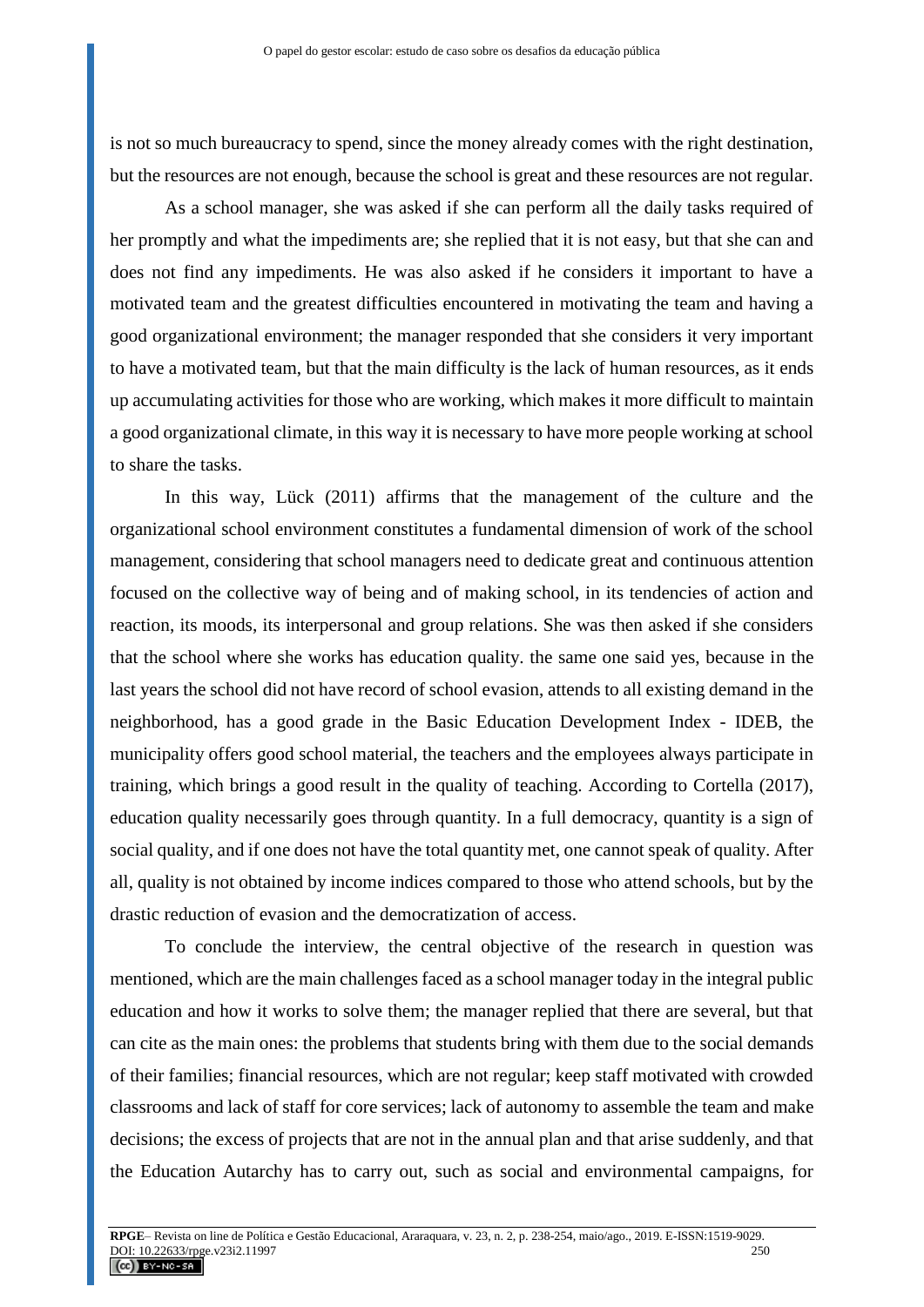is not so much bureaucracy to spend, since the money already comes with the right destination, but the resources are not enough, because the school is great and these resources are not regular.

As a school manager, she was asked if she can perform all the daily tasks required of her promptly and what the impediments are; she replied that it is not easy, but that she can and does not find any impediments. He was also asked if he considers it important to have a motivated team and the greatest difficulties encountered in motivating the team and having a good organizational environment; the manager responded that she considers it very important to have a motivated team, but that the main difficulty is the lack of human resources, as it ends up accumulating activities for those who are working, which makes it more difficult to maintain a good organizational climate, in this way it is necessary to have more people working at school to share the tasks.

In this way, Lück (2011) affirms that the management of the culture and the organizational school environment constitutes a fundamental dimension of work of the school management, considering that school managers need to dedicate great and continuous attention focused on the collective way of being and of making school, in its tendencies of action and reaction, its moods, its interpersonal and group relations. She was then asked if she considers that the school where she works has education quality. the same one said yes, because in the last years the school did not have record of school evasion, attends to all existing demand in the neighborhood, has a good grade in the Basic Education Development Index - IDEB, the municipality offers good school material, the teachers and the employees always participate in training, which brings a good result in the quality of teaching. According to Cortella (2017), education quality necessarily goes through quantity. In a full democracy, quantity is a sign of social quality, and if one does not have the total quantity met, one cannot speak of quality. After all, quality is not obtained by income indices compared to those who attend schools, but by the drastic reduction of evasion and the democratization of access.

To conclude the interview, the central objective of the research in question was mentioned, which are the main challenges faced as a school manager today in the integral public education and how it works to solve them; the manager replied that there are several, but that can cite as the main ones: the problems that students bring with them due to the social demands of their families; financial resources, which are not regular; keep staff motivated with crowded classrooms and lack of staff for core services; lack of autonomy to assemble the team and make decisions; the excess of projects that are not in the annual plan and that arise suddenly, and that the Education Autarchy has to carry out, such as social and environmental campaigns, for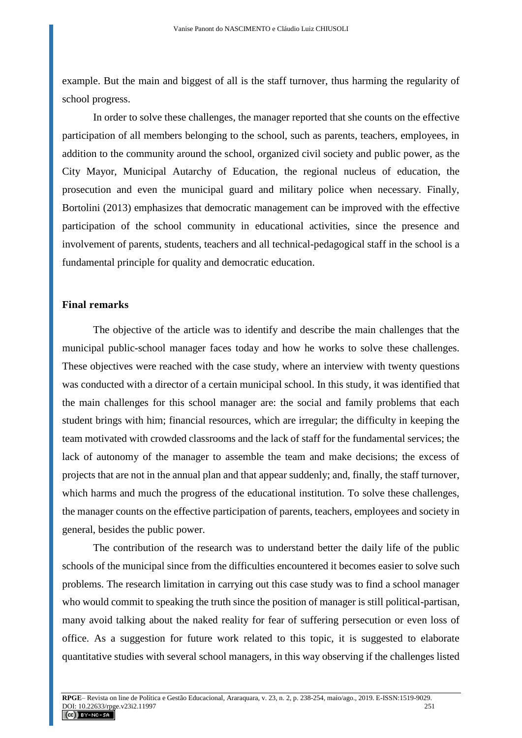example. But the main and biggest of all is the staff turnover, thus harming the regularity of school progress.

In order to solve these challenges, the manager reported that she counts on the effective participation of all members belonging to the school, such as parents, teachers, employees, in addition to the community around the school, organized civil society and public power, as the City Mayor, Municipal Autarchy of Education, the regional nucleus of education, the prosecution and even the municipal guard and military police when necessary. Finally, Bortolini (2013) emphasizes that democratic management can be improved with the effective participation of the school community in educational activities, since the presence and involvement of parents, students, teachers and all technical-pedagogical staff in the school is a fundamental principle for quality and democratic education.

## Final remarks

The objective of the article was to identify and describe the main challenges that the municipal public-school manager faces today and how he works to solve these challenges. These objectives were reached with the case study, where an interview with twenty questions was conducted with a director of a certain municipal school. In this study, it was identified that the main challenges for this school manager are: the social and family problems that each student brings with him; financial resources, which are irregular; the difficulty in keeping the team motivated with crowded classrooms and the lack of staff for the fundamental services; the lack of autonomy of the manager to assemble the team and make decisions; the excess of projects that are not in the annual plan and that appear suddenly; and, finally, the staff turnover, which harms and much the progress of the educational institution. To solve these challenges, the manager counts on the effective participation of parents, teachers, employees and society in general, besides the public power.

The contribution of the research was to understand better the daily life of the public schools of the municipal since from the difficulties encountered it becomes easier to solve such problems. The research limitation in carrying out this case study was to find a school manager who would commit to speaking the truth since the position of manager is still political-partisan, many avoid talking about the naked reality for fear of suffering persecution or even loss of office. As a suggestion for future work related to this topic, it is suggested to elaborate quantitative studies with several school managers, in this way observing if the challenges listed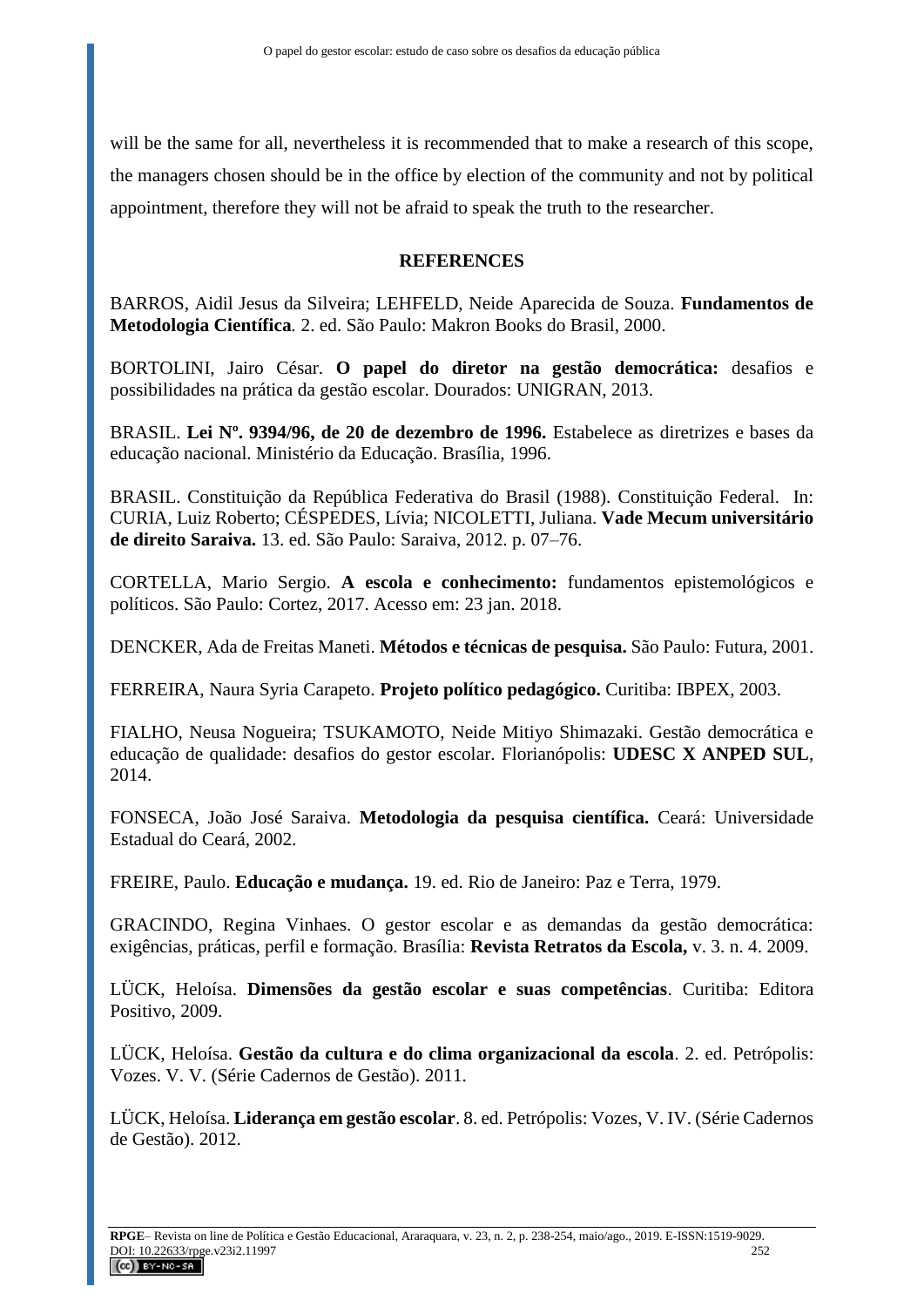will be the same for all, nevertheless it is recommended that to make a research of this scope, the managers chosen should be in the office by election of the community and not by political appointment, therefore they will not be afraid to speak the truth to the researcher.

## REFERENCES

BARROS, Aidil Jesus da Silveira; LEHFELD, Neide Aparecida de Souza. **Fundamentos de Metodologia Científica**. 2. ed. São Paulo: Makron Books do Brasil, 2000.

BORTOLINI, Jairo César. **O papel do diretor na gestão democrática:** desafios e possibilidades na prática da gestão escolar. Dourados: UNIGRAN, 2013.

BRASIL. **Lei Nº. 9394/96, de 20 de dezembro de 1996.** Estabelece as diretrizes e bases da educação nacional. Ministério da Educação. Brasília, 1996.

BRASIL. Constituição da República Federativa do Brasil (1988). Constituição Federal. In: CURIA, Luiz Roberto; CÉSPEDES, Lívia; NICOLETTI, Juliana. **Vade Mecum universitário de direito Saraiva.** 13. ed. São Paulo: Saraiva, 2012. p. 07–76.

CORTELLA, Mario Sergio. **A escola e conhecimento:** fundamentos epistemológicos e políticos. São Paulo: Cortez, 2017. Acesso em: 23 jan. 2018.

DENCKER, Ada de Freitas Maneti. **Métodos e técnicas de pesquisa.** São Paulo: Futura, 2001.

FERREIRA, Naura Syria Carapeto. **Projeto político pedagógico.** Curitiba: IBPEX, 2003.

FIALHO, Neusa Nogueira; TSUKAMOTO, Neide Mitiyo Shimazaki. Gestão democrática e educação de qualidade: desafios do gestor escolar. Florianópolis: **UDESC X ANPED SUL**, 2014.

FONSECA, João José Saraiva. **Metodologia da pesquisa científica.** Ceará: Universidade Estadual do Ceará, 2002.

FREIRE, Paulo. **Educação e mudança.** 19. ed. Rio de Janeiro: Paz e Terra, 1979.

GRACINDO, Regina Vinhaes. O gestor escolar e as demandas da gestão democrática: exigências, práticas, perfil e formação. Brasília: **Revista Retratos da Escola,** v. 3. n. 4. 2009.

LÜCK, Heloísa. **Dimensões da gestão escolar e suas competências**. Curitiba: Editora Positivo, 2009.

LÜCK, Heloísa. **Gestão da cultura e do clima organizacional da escola**. 2. ed. Petrópolis: Vozes. V. V. (Série Cadernos de Gestão). 2011.

LÜCK, Heloísa. **Liderança em gestão escolar**. 8. ed. Petrópolis: Vozes, V. IV. (Série Cadernos de Gestão). 2012.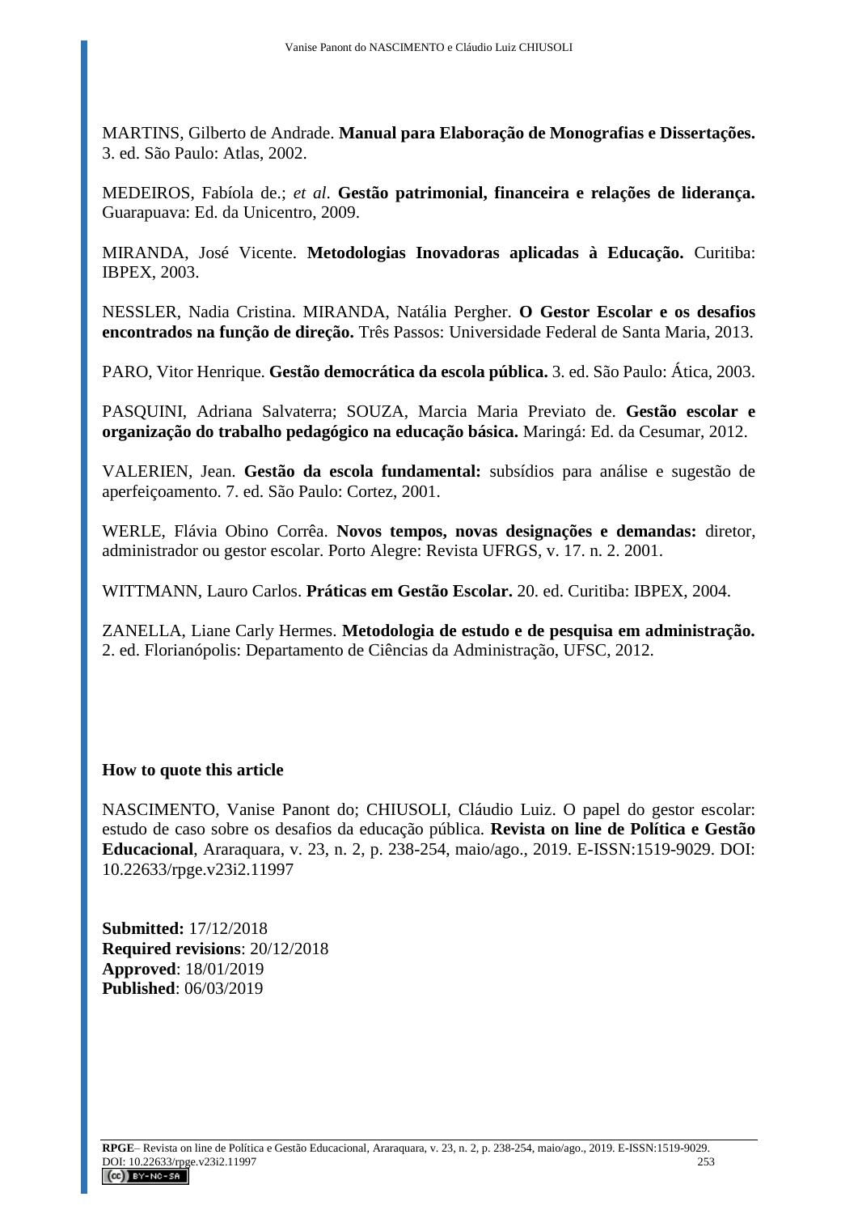MARTINS, Gilberto de Andrade. **Manual para Elaboração de Monografias e Dissertações.** 3. ed. São Paulo: Atlas, 2002.

MEDEIROS, Fabíola de.; *et al*. **Gestão patrimonial, financeira e relações de liderança.** Guarapuava: Ed. da Unicentro, 2009.

MIRANDA, José Vicente. **Metodologias Inovadoras aplicadas à Educação.** Curitiba: IBPEX, 2003.

NESSLER, Nadia Cristina. MIRANDA, Natália Pergher. **O Gestor Escolar e os desafios encontrados na função de direção.** Três Passos: Universidade Federal de Santa Maria, 2013.

PARO, Vitor Henrique. **Gestão democrática da escola pública.** 3. ed. São Paulo: Ática, 2003.

PASQUINI, Adriana Salvaterra; SOUZA, Marcia Maria Previato de. **Gestão escolar e organização do trabalho pedagógico na educação básica.** Maringá: Ed. da Cesumar, 2012.

VALERIEN, Jean. **Gestão da escola fundamental:** subsídios para análise e sugestão de aperfeiçoamento. 7. ed. São Paulo: Cortez, 2001.

WERLE, Flávia Obino Corrêa. **Novos tempos, novas designações e demandas:** diretor, administrador ou gestor escolar. Porto Alegre: Revista UFRGS, v. 17. n. 2. 2001.

WITTMANN, Lauro Carlos. **Práticas em Gestão Escolar.** 20. ed. Curitiba: IBPEX, 2004.

ZANELLA, Liane Carly Hermes. **Metodologia de estudo e de pesquisa em administração.** 2. ed. Florianópolis: Departamento de Ciências da Administração, UFSC, 2012.

**How to quote this article**

NASCIMENTO, Vanise Panont do; CHIUSOLI, Cláudio Luiz. O papel do gestor escolar: estudo de caso sobre os desafios da educação pública. **Revista on line de Política e Gestão Educacional**, Araraquara, v. 23, n. 2, p. 238-254, maio/ago., 2019. E-ISSN:1519-9029. DOI: 10.22633/rpge.v23i2.11997

**Submitted:** 17/12/2018
**Required revisions**: 20/12/2018
**Approved**: 18/01/2019
**Published**: 06/03/2019